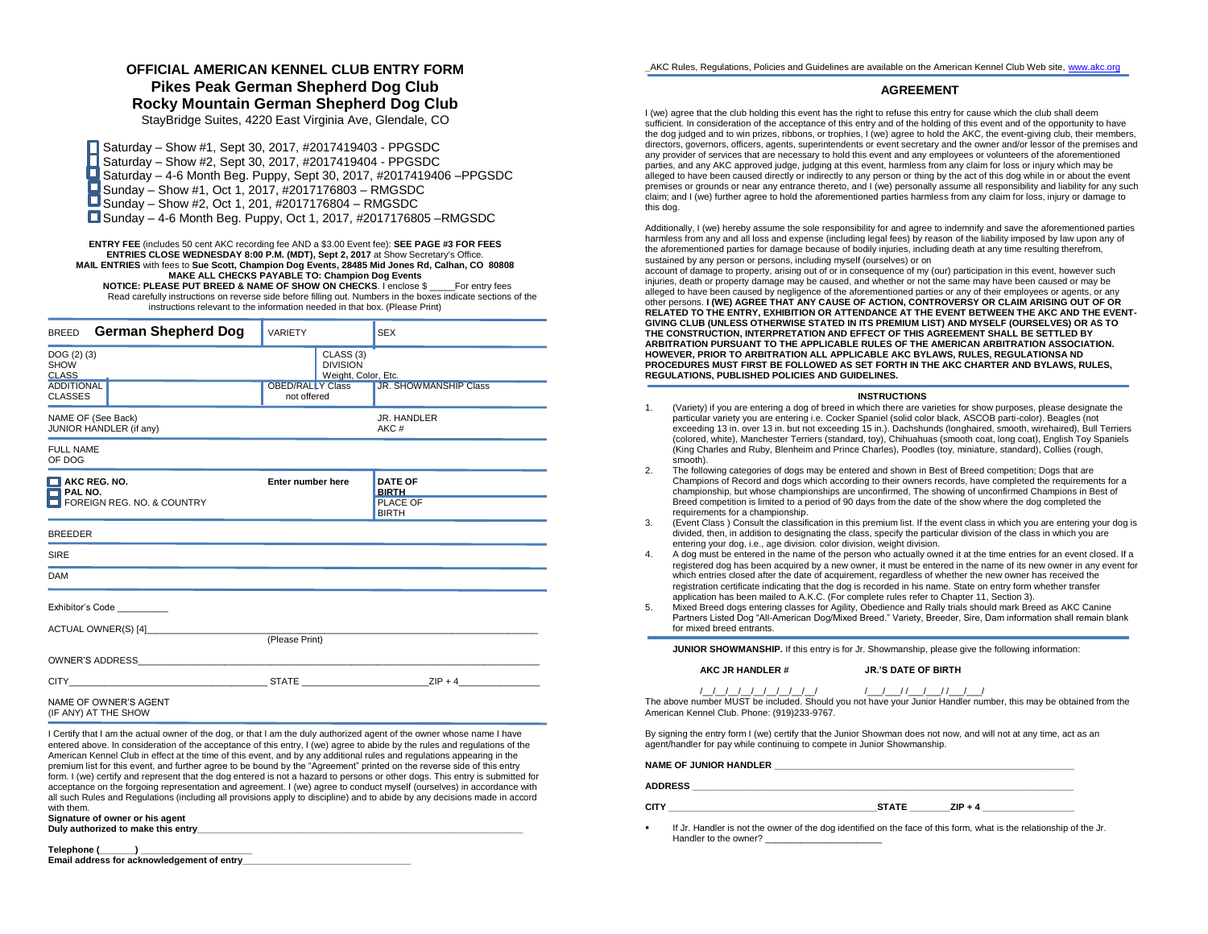# OFFICIAL AMERICAN KENNEL CLUB ENTRY FORM
## Pikes Peak German Shepherd Dog Club
## Rocky Mountain German Shepherd Dog Club

StayBridge Suites, 4220 East Virginia Ave, Glendale, CO

- ☐ Saturday – Show #1, Sept 30, 2017, #2017419403 - PPGSDC
- ☐ Saturday – Show #2, Sept 30, 2017, #2017419404 - PPGSDC
- ☐ Saturday – 4-6 Month Beg. Puppy, Sept 30, 2017, #2017419406 –PPGSDC
- ☐ Sunday – Show #1, Oct 1, 2017, #2017176803 – RMGSDC
- ☐ Sunday – Show #2, Oct 1, 201, #2017176804 – RMGSDC
- ☐ Sunday – 4-6 Month Beg. Puppy, Oct 1, 2017, #2017176805 –RMGSDC

**ENTRY FEE** (includes 50 cent AKC recording fee AND a $3.00 Event fee): **SEE PAGE #3 FOR FEES**
**ENTRIES CLOSE WEDNESDAY 8:00 P.M. (MDT), Sept 2, 2017** at Show Secretary's Office.
**MAIL ENTRIES** with fees to **Sue Scott, Champion Dog Events, 28485 Mid Jones Rd, Calhan, CO 80808**
**MAKE ALL CHECKS PAYABLE TO: Champion Dog Events**
**NOTICE: PLEASE PUT BREED & NAME OF SHOW ON CHECKS**. I enclose $ _____For entry fees
Read carefully instructions on reverse side before filling out. Numbers in the boxes indicate sections of the instructions relevant to the information needed in that box. (Please Print)

| | | |
|---|---|---|
| BREED **German Shepherd Dog** | VARIETY | SEX |
| DOG (2) (3) SHOW CLASS | CLASS (3) DIVISION Weight, Color, Etc. | |
| ADDITIONAL CLASSES | OBED/RALLY Class not offered | JR. SHOWMANSHIP Class |
| NAME OF (See Back) JUNIOR HANDLER (if any) | | JR. HANDLER AKC # |
| FULL NAME OF DOG | | |
| ☐ AKC REG. NO. ☐ PAL NO. ☐ FOREIGN REG. NO. & COUNTRY | Enter number here | DATE OF BIRTH / PLACE OF BIRTH |
| BREEDER | | |
| SIRE | | |
| DAM | | |

Exhibitor's Code __________

ACTUAL OWNER(S) [4]______________________________________________
(Please Print)

OWNER'S ADDRESS______________________________________________

CITY________________________ STATE ______________ZIP + 4______________

NAME OF OWNER'S AGENT (IF ANY) AT THE SHOW

I Certify that I am the actual owner of the dog, or that I am the duly authorized agent of the owner whose name I have entered above. In consideration of the acceptance of this entry, I (we) agree to abide by the rules and regulations of the American Kennel Club in effect at the time of this event, and by any additional rules and regulations appearing in the premium list for this event, and further agree to be bound by the "Agreement" printed on the reverse side of this entry form. I (we) certify and represent that the dog entered is not a hazard to persons or other dogs. This entry is submitted for acceptance on the forgoing representation and agreement. I (we) agree to conduct myself (ourselves) in accordance with all such Rules and Regulations (including all provisions apply to discipline) and to abide by any decisions made in accord with them.

**Signature of owner or his agent**
**Duly authorized to make this entry**______________________________________

**Telephone (_______)** ______________________
**Email address for acknowledgement of entry**______________________________

_AKC Rules, Regulations, Policies and Guidelines are available on the American Kennel Club Web site, www.akc.org

## AGREEMENT

I (we) agree that the club holding this event has the right to refuse this entry for cause which the club shall deem sufficient. In consideration of the acceptance of this entry and of the holding of this event and of the opportunity to have the dog judged and to win prizes, ribbons, or trophies, I (we) agree to hold the AKC, the event-giving club, their members, directors, governors, officers, agents, superintendents or event secretary and the owner and/or lessor of the premises and any provider of services that are necessary to hold this event and any employees or volunteers of the aforementioned parties, and any AKC approved judge, judging at this event, harmless from any claim for loss or injury which may be alleged to have been caused directly or indirectly to any person or thing by the act of this dog while in or about the event premises or grounds or near any entrance thereto, and I (we) personally assume all responsibility and liability for any such claim; and I (we) further agree to hold the aforementioned parties harmless from any claim for loss, injury or damage to this dog.

Additionally, I (we) hereby assume the sole responsibility for and agree to indemnify and save the aforementioned parties harmless from any and all loss and expense (including legal fees) by reason of the liability imposed by law upon any of the aforementioned parties for damage because of bodily injuries, including death at any time resulting therefrom, sustained by any person or persons, including myself (ourselves) or on account of damage to property, arising out of or in consequence of my (our) participation in this event, however such injuries, death or property damage may be caused, and whether or not the same may have been caused or may be alleged to have been caused by negligence of the aforementioned parties or any of their employees or agents, or any other persons. **I (WE) AGREE THAT ANY CAUSE OF ACTION, CONTROVERSY OR CLAIM ARISING OUT OF OR RELATED TO THE ENTRY, EXHIBITION OR ATTENDANCE AT THE EVENT BETWEEN THE AKC AND THE EVENT-GIVING CLUB (UNLESS OTHERWISE STATED IN ITS PREMIUM LIST) AND MYSELF (OURSELVES) OR AS TO THE CONSTRUCTION, INTERPRETATION AND EFFECT OF THIS AGREEMENT SHALL BE SETTLED BY ARBITRATION PURSUANT TO THE APPLICABLE RULES OF THE AMERICAN ARBITRATION ASSOCIATION. HOWEVER, PRIOR TO ARBITRATION ALL APPLICABLE AKC BYLAWS, RULES, REGULATIONSA ND PROCEDURES MUST FIRST BE FOLLOWED AS SET FORTH IN THE AKC CHARTER AND BYLAWS, RULES, REGULATIONS, PUBLISHED POLICIES AND GUIDELINES.**

### INSTRUCTIONS

1. (Variety) if you are entering a dog of breed in which there are varieties for show purposes, please designate the particular variety you are entering i.e. Cocker Spaniel (solid color black, ASCOB parti-color). Beagles (not exceeding 13 in. over 13 in. but not exceeding 15 in.). Dachshunds (longhaired, smooth, wirehaired), Bull Terriers (colored, white), Manchester Terriers (standard, toy), Chihuahuas (smooth coat, long coat), English Toy Spaniels (King Charles and Ruby, Blenheim and Prince Charles), Poodles (toy, miniature, standard), Collies (rough, smooth).
2. The following categories of dogs may be entered and shown in Best of Breed competition; Dogs that are Champions of Record and dogs which according to their owners records, have completed the requirements for a championship, but whose championships are unconfirmed, The showing of unconfirmed Champions in Best of Breed competition is limited to a period of 90 days from the date of the show where the dog completed the requirements for a championship.
3. (Event Class ) Consult the classification in this premium list. If the event class in which you are entering your dog is divided, then, in addition to designating the class, specify the particular division of the class in which you are entering your dog, i.e., age division. color division, weight division.
4. A dog must be entered in the name of the person who actually owned it at the time entries for an event closed. If a registered dog has been acquired by a new owner, it must be entered in the name of its new owner in any event for which entries closed after the date of acquirement, regardless of whether the new owner has received the registration certificate indicating that the dog is recorded in his name. State on entry form whether transfer application has been mailed to A.K.C. (For complete rules refer to Chapter 11, Section 3).
5. Mixed Breed dogs entering classes for Agility, Obedience and Rally trials should mark Breed as AKC Canine Partners Listed Dog "All-American Dog/Mixed Breed." Variety, Breeder, Sire, Dam information shall remain blank for mixed breed entrants.

**JUNIOR SHOWMANSHIP.** If this entry is for Jr. Showmanship, please give the following information:

**AKC JR HANDLER #** /__/__/__/__/__/__/__/__/__/

**JR.'S DATE OF BIRTH** /___/___/ /___/___/ /___/___/

The above number MUST be included. Should you not have your Junior Handler number, this may be obtained from the American Kennel Club. Phone: (919)233-9767.

By signing the entry form I (we) certify that the Junior Showman does not now, and will not at any time, act as an agent/handler for pay while continuing to compete in Junior Showmanship.

**NAME OF JUNIOR HANDLER** ______________________________________________

**ADDRESS** ______________________________________________

**CITY** ____________________________ **STATE** ________ **ZIP + 4** ______________

- If Jr. Handler is not the owner of the dog identified on the face of this form, what is the relationship of the Jr. Handler to the owner? ______________________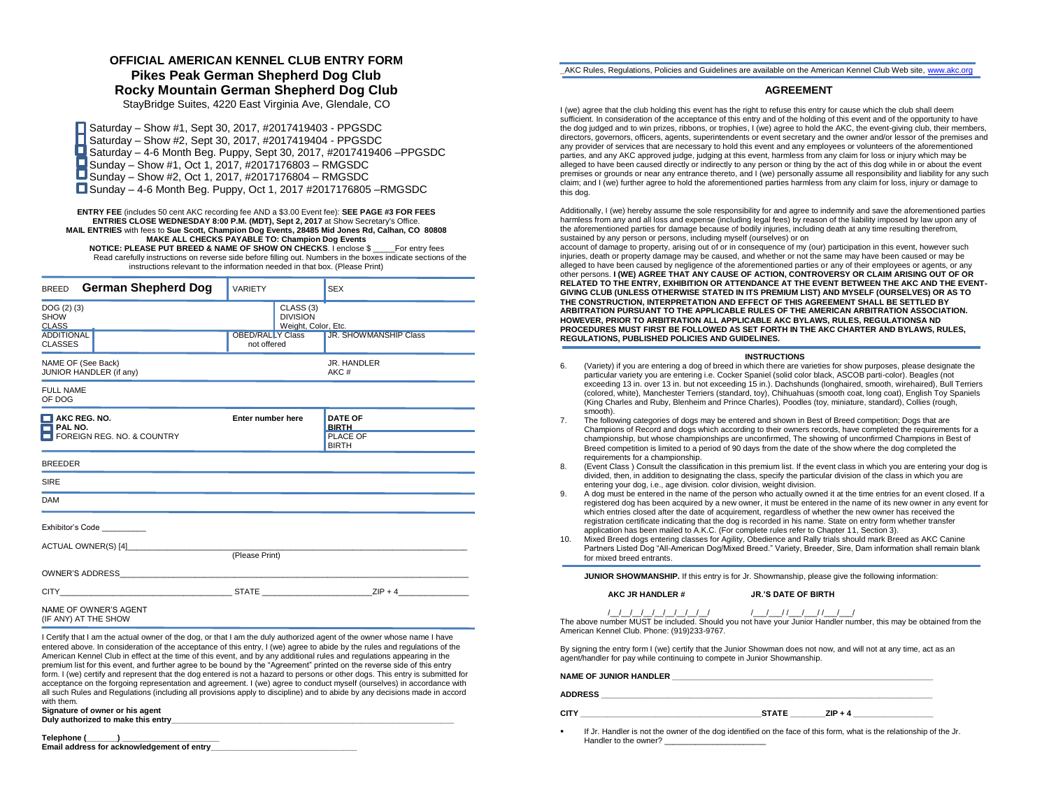# OFFICIAL AMERICAN KENNEL CLUB ENTRY FORM
## Pikes Peak German Shepherd Dog Club
## Rocky Mountain German Shepherd Dog Club

StayBridge Suites, 4220 East Virginia Ave, Glendale, CO

- ☐ Saturday – Show #1, Sept 30, 2017, #2017419403 - PPGSDC
- ☐ Saturday – Show #2, Sept 30, 2017, #2017419404 - PPGSDC
- ☐ Saturday – 4-6 Month Beg. Puppy, Sept 30, 2017, #2017419406 –PPGSDC
- ☐ Sunday – Show #1, Oct 1, 2017, #2017176803 – RMGSDC
- ☐ Sunday – Show #2, Oct 1, 2017, #2017176804 – RMGSDC
- ☐ Sunday – 4-6 Month Beg. Puppy, Oct 1, 2017 #2017176805 –RMGSDC

**ENTRY FEE** (includes 50 cent AKC recording fee AND a $3.00 Event fee): **SEE PAGE #3 FOR FEES**
**ENTRIES CLOSE WEDNESDAY 8:00 P.M. (MDT), Sept 2, 2017** at Show Secretary's Office.
**MAIL ENTRIES** with fees to **Sue Scott, Champion Dog Events, 28485 Mid Jones Rd, Calhan, CO 80808**
**MAKE ALL CHECKS PAYABLE TO: Champion Dog Events**
**NOTICE: PLEASE PUT BREED & NAME OF SHOW ON CHECKS**. I enclose $ _____For entry fees
Read carefully instructions on reverse side before filling out. Numbers in the boxes indicate sections of the instructions relevant to the information needed in that box. (Please Print)

| | | | |
|---|---|---|---|
| BREED **German Shepherd Dog** | VARIETY | | SEX |
| DOG (2) (3) SHOW CLASS | | CLASS (3) DIVISION Weight, Color, Etc. | |
| ADDITIONAL CLASSES | OBED/RALLY Class not offered | | JR. SHOWMANSHIP Class |
| NAME OF (See Back) JUNIOR HANDLER (if any) | | | JR. HANDLER AKC # |
| FULL NAME OF DOG | | | |
| ☐ AKC REG. NO. ☐ PAL NO. ☐ FOREIGN REG. NO. & COUNTRY | Enter number here | | DATE OF BIRTH / PLACE OF BIRTH |
| BREEDER | | | |
| SIRE | | | |
| DAM | | | |

Exhibitor's Code __________

ACTUAL OWNER(S) [4]______________________________________________
(Please Print)

OWNER'S ADDRESS______________________________________________

CITY______________________ STATE ______________ZIP + 4__________

NAME OF OWNER'S AGENT (IF ANY) AT THE SHOW

I Certify that I am the actual owner of the dog, or that I am the duly authorized agent of the owner whose name I have entered above. In consideration of the acceptance of this entry, I (we) agree to abide by the rules and regulations of the American Kennel Club in effect at the time of this event, and by any additional rules and regulations appearing in the premium list for this event, and further agree to be bound by the "Agreement" printed on the reverse side of this entry form. I (we) certify and represent that the dog entered is not a hazard to persons or other dogs. This entry is submitted for acceptance on the forgoing representation and agreement. I (we) agree to conduct myself (ourselves) in accordance with all such Rules and Regulations (including all provisions apply to discipline) and to abide by any decisions made in accord with them.

**Signature of owner or his agent**
**Duly authorized to make this entry**______________________________________

**Telephone (_______)** ____________________
**Email address for acknowledgement of entry**______________________________

_AKC Rules, Regulations, Policies and Guidelines are available on the American Kennel Club Web site, www.akc.org

## AGREEMENT

I (we) agree that the club holding this event has the right to refuse this entry for cause which the club shall deem sufficient. In consideration of the acceptance of this entry and of the holding of this event and of the opportunity to have the dog judged and to win prizes, ribbons, or trophies, I (we) agree to hold the AKC, the event-giving club, their members, directors, governors, officers, agents, superintendents or event secretary and the owner and/or lessor of the premises and any provider of services that are necessary to hold this event and any employees or volunteers of the aforementioned parties, and any AKC approved judge, judging at this event, harmless from any claim for loss or injury which may be alleged to have been caused directly or indirectly to any person or thing by the act of this dog while in or about the event premises or grounds or near any entrance thereto, and I (we) personally assume all responsibility and liability for any such claim; and I (we) further agree to hold the aforementioned parties harmless from any claim for loss, injury or damage to this dog.

Additionally, I (we) hereby assume the sole responsibility for and agree to indemnify and save the aforementioned parties harmless from any and all loss and expense (including legal fees) by reason of the liability imposed by law upon any of the aforementioned parties for damage because of bodily injuries, including death at any time resulting therefrom, sustained by any person or persons, including myself (ourselves) or on
account of damage to property, arising out of or in consequence of my (our) participation in this event, however such injuries, death or property damage may be caused, and whether or not the same may have been caused or may be alleged to have been caused by negligence of the aforementioned parties or any of their employees or agents, or any other persons. **I (WE) AGREE THAT ANY CAUSE OF ACTION, CONTROVERSY OR CLAIM ARISING OUT OF OR RELATED TO THE ENTRY, EXHIBITION OR ATTENDANCE AT THE EVENT BETWEEN THE AKC AND THE EVENT-GIVING CLUB (UNLESS OTHERWISE STATED IN ITS PREMIUM LIST) AND MYSELF (OURSELVES) OR AS TO THE CONSTRUCTION, INTERPRETATION AND EFFECT OF THIS AGREEMENT SHALL BE SETTLED BY ARBITRATION PURSUANT TO THE APPLICABLE RULES OF THE AMERICAN ARBITRATION ASSOCIATION. HOWEVER, PRIOR TO ARBITRATION ALL APPLICABLE AKC BYLAWS, RULES, REGULATIONSA ND PROCEDURES MUST FIRST BE FOLLOWED AS SET FORTH IN THE AKC CHARTER AND BYLAWS, RULES, REGULATIONS, PUBLISHED POLICIES AND GUIDELINES.**

### INSTRUCTIONS

6. (Variety) if you are entering a dog of breed in which there are varieties for show purposes, please designate the particular variety you are entering i.e. Cocker Spaniel (solid color black, ASCOB parti-color). Beagles (not exceeding 13 in. over 13 in. but not exceeding 15 in.). Dachshunds (longhaired, smooth, wirehaired), Bull Terriers (colored, white), Manchester Terriers (standard, toy), Chihuahuas (smooth coat, long coat), English Toy Spaniels (King Charles and Ruby, Blenheim and Prince Charles), Poodles (toy, miniature, standard), Collies (rough, smooth).
7. The following categories of dogs may be entered and shown in Best of Breed competition; Dogs that are Champions of Record and dogs which according to their owners records, have completed the requirements for a championship, but whose championships are unconfirmed, The showing of unconfirmed Champions in Best of Breed competition is limited to a period of 90 days from the date of the show where the dog completed the requirements for a championship.
8. (Event Class ) Consult the classification in this premium list. If the event class in which you are entering your dog is divided, then, in addition to designating the class, specify the particular division of the class in which you are entering your dog, i.e., age division. color division, weight division.
9. A dog must be entered in the name of the person who actually owned it at the time entries for an event closed. If a registered dog has been acquired by a new owner, it must be entered in the name of its new owner in any event for which entries closed after the date of acquirement, regardless of whether the new owner has received the registration certificate indicating that the dog is recorded in his name. State on entry form whether transfer application has been mailed to A.K.C. (For complete rules refer to Chapter 11, Section 3).
10. Mixed Breed dogs entering classes for Agility, Obedience and Rally trials should mark Breed as AKC Canine Partners Listed Dog "All-American Dog/Mixed Breed." Variety, Breeder, Sire, Dam information shall remain blank for mixed breed entrants.

**JUNIOR SHOWMANSHIP.** If this entry is for Jr. Showmanship, please give the following information:

**AKC JR HANDLER #** /__/__/__/__/__/__/__/__/__/ **JR.'S DATE OF BIRTH** /___/___/ /___/___/ /___/___/

The above number MUST be included. Should you not have your Junior Handler number, this may be obtained from the American Kennel Club. Phone: (919)233-9767.

By signing the entry form I (we) certify that the Junior Showman does not now, and will not at any time, act as an agent/handler for pay while continuing to compete in Junior Showmanship.

**NAME OF JUNIOR HANDLER** ______________________________________

**ADDRESS** ______________________________________________

**CITY** ____________________________**STATE** ________**ZIP + 4** __________

- If Jr. Handler is not the owner of the dog identified on the face of this form, what is the relationship of the Jr. Handler to the owner? ______________________